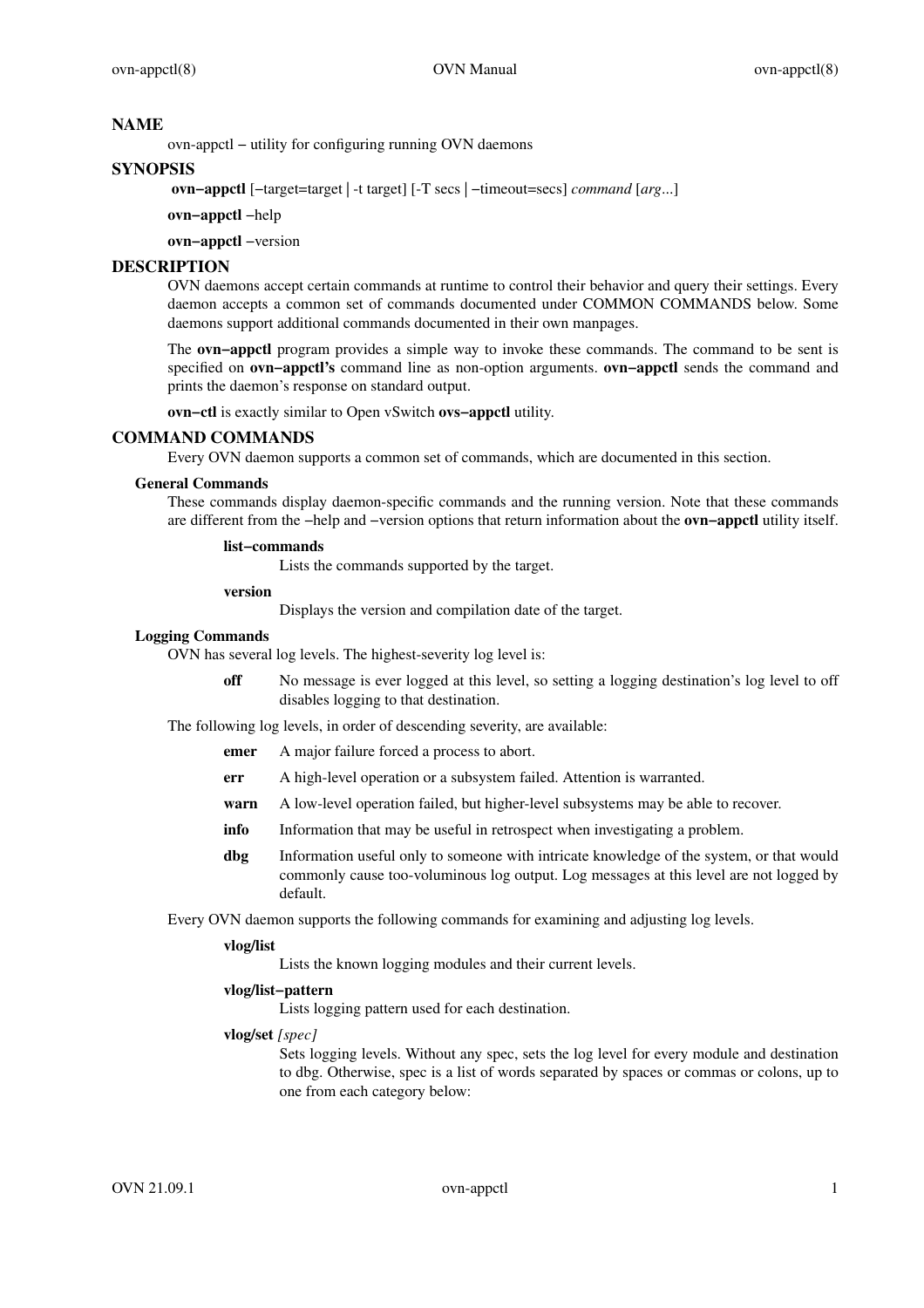## NAME

ovn-appctl − utility for configuring running OVN daemons

## SYNOPSIS

**ovn−appctl** [−target=target | -t target] [-T secs | −timeout=secs] *command* [*arg*...]

**ovn−appctl** −help

**ovn−appctl** −version

## DESCRIPTION

OVN daemons accept certain commands at runtime to control their behavior and query their settings. Every daemon accepts a common set of commands documented under COMMON COMMANDS below. Some daemons support additional commands documented in their own manpages.

The **ovn−appctl** program provides a simple way to invoke these commands. The command to be sent is specified on **ovn−appctl's** command line as non-option arguments. **ovn−appctl** sends the command and prints the daemon's response on standard output.

**ovn−ctl** is exactly similar to Open vSwitch **ovs−appctl** utility.

## COMMAND COMMANDS

Every OVN daemon supports a common set of commands, which are documented in this section.

### General Commands

These commands display daemon-specific commands and the running version. Note that these commands are different from the −help and −version options that return information about the **ovn−appctl** utility itself.

**list−commands**
: Lists the commands supported by the target.

**version**
: Displays the version and compilation date of the target.

### Logging Commands

OVN has several log levels. The highest-severity log level is:

**off** No message is ever logged at this level, so setting a logging destination's log level to off disables logging to that destination.

The following log levels, in order of descending severity, are available:

**emer** A major failure forced a process to abort.

**err** A high-level operation or a subsystem failed. Attention is warranted.

**warn** A low-level operation failed, but higher-level subsystems may be able to recover.

**info** Information that may be useful in retrospect when investigating a problem.

**dbg** Information useful only to someone with intricate knowledge of the system, or that would commonly cause too-voluminous log output. Log messages at this level are not logged by default.

Every OVN daemon supports the following commands for examining and adjusting log levels.

**vlog/list**
: Lists the known logging modules and their current levels.

**vlog/list−pattern**
: Lists logging pattern used for each destination.

**vlog/set** *[spec]*
: Sets logging levels. Without any spec, sets the log level for every module and destination to dbg. Otherwise, spec is a list of words separated by spaces or commas or colons, up to one from each category below: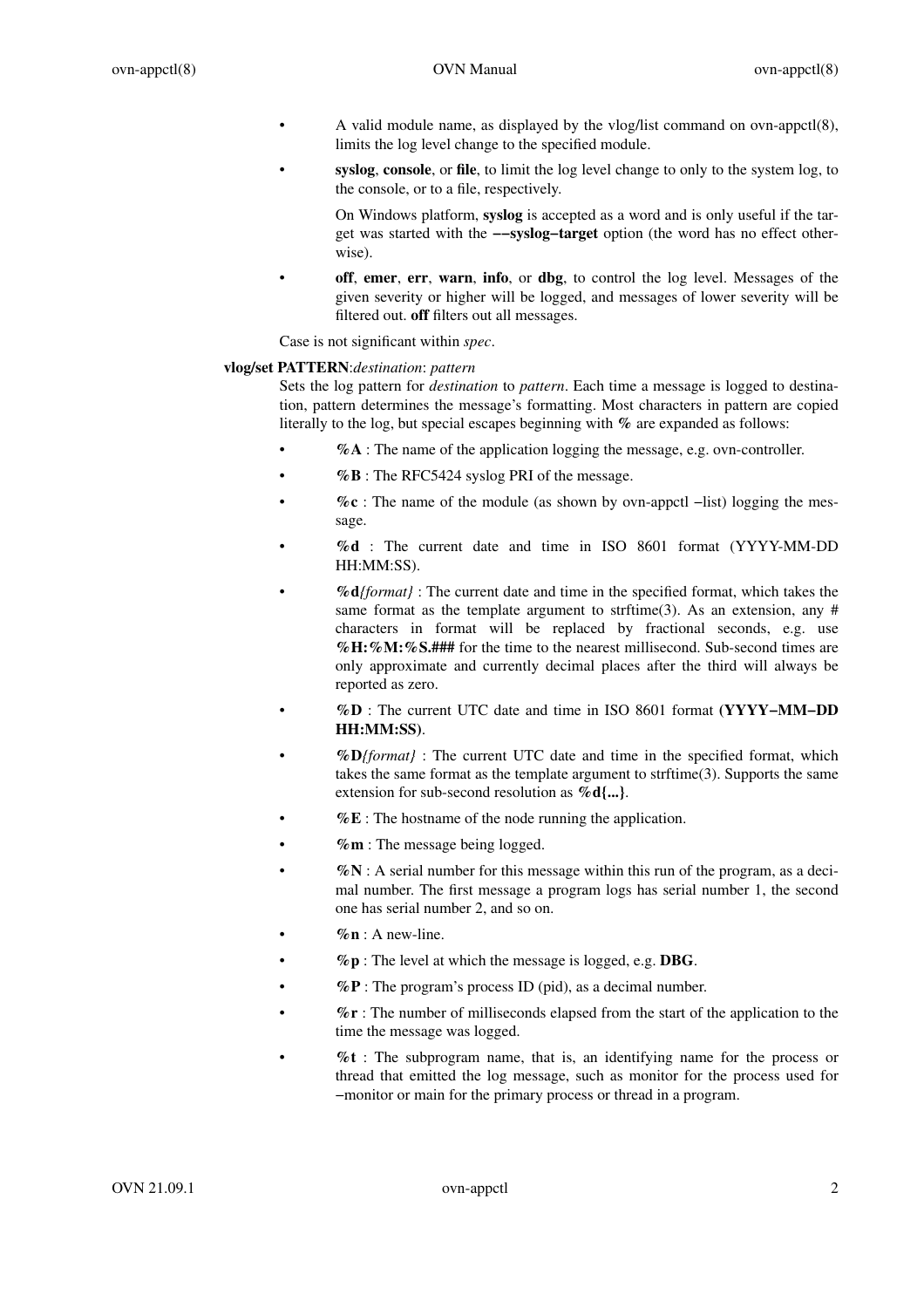- A valid module name, as displayed by the vlog/list command on ovn-appctl(8), limits the log level change to the specified module.
- **syslog**, **console**, or **file**, to limit the log level change to only to the system log, to the console, or to a file, respectively.

  On Windows platform, **syslog** is accepted as a word and is only useful if the target was started with the **−−syslog−target** option (the word has no effect otherwise).
- **off**, **emer**, **err**, **warn**, **info**, or **dbg**, to control the log level. Messages of the given severity or higher will be logged, and messages of lower severity will be filtered out. **off** filters out all messages.

Case is not significant within *spec*.

**vlog/set PATTERN**:*destination*: *pattern*

Sets the log pattern for *destination* to *pattern*. Each time a message is logged to destination, pattern determines the message's formatting. Most characters in pattern are copied literally to the log, but special escapes beginning with **%** are expanded as follows:

- **%A** : The name of the application logging the message, e.g. ovn-controller.
- **%B** : The RFC5424 syslog PRI of the message.
- **%c** : The name of the module (as shown by ovn-appctl −list) logging the message.
- **%d** : The current date and time in ISO 8601 format (YYYY-MM-DD HH:MM:SS).
- **%d***{format}* : The current date and time in the specified format, which takes the same format as the template argument to strftime(3). As an extension, any # characters in format will be replaced by fractional seconds, e.g. use **%H:%M:%S.###** for the time to the nearest millisecond. Sub-second times are only approximate and currently decimal places after the third will always be reported as zero.
- **%D** : The current UTC date and time in ISO 8601 format **(YYYY−MM−DD HH:MM:SS)**.
- **%D***{format}* : The current UTC date and time in the specified format, which takes the same format as the template argument to strftime(3). Supports the same extension for sub-second resolution as **%d{...}**.
- **%E** : The hostname of the node running the application.
- **%m** : The message being logged.
- **%N** : A serial number for this message within this run of the program, as a decimal number. The first message a program logs has serial number 1, the second one has serial number 2, and so on.
- **%n** : A new-line.
- **%p** : The level at which the message is logged, e.g. **DBG**.
- **%P** : The program's process ID (pid), as a decimal number.
- **%r** : The number of milliseconds elapsed from the start of the application to the time the message was logged.
- **%t** : The subprogram name, that is, an identifying name for the process or thread that emitted the log message, such as monitor for the process used for −monitor or main for the primary process or thread in a program.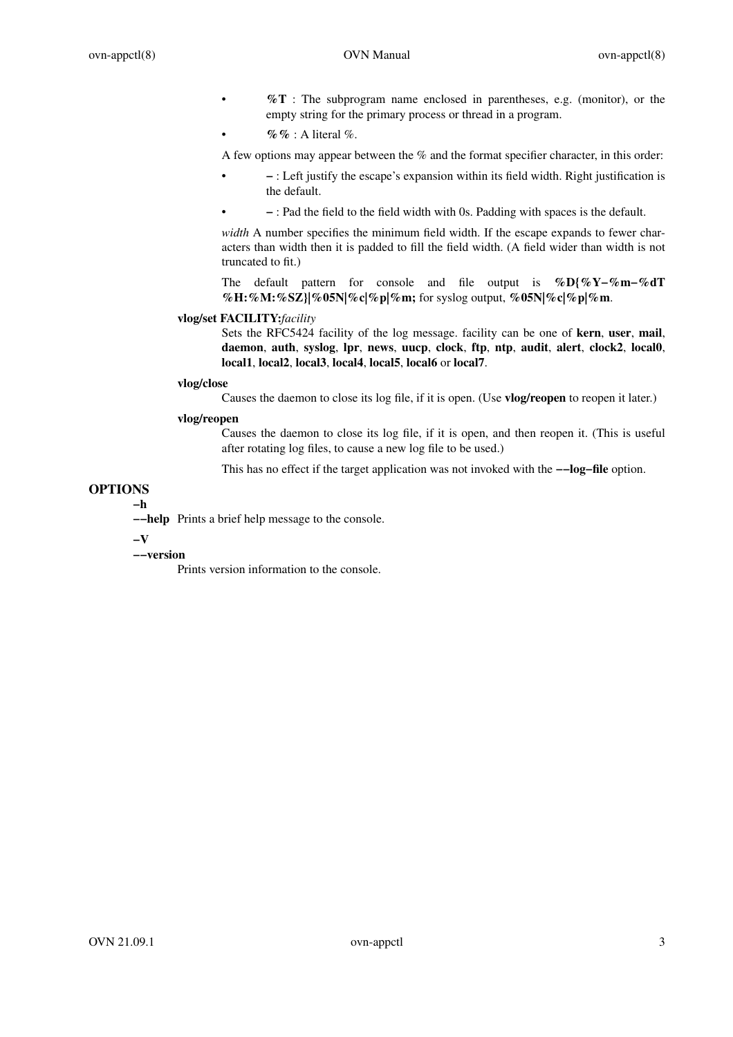- **%T** : The subprogram name enclosed in parentheses, e.g. (monitor), or the empty string for the primary process or thread in a program.
- **%%** : A literal %.

A few options may appear between the % and the format specifier character, in this order:

- **–** : Left justify the escape's expansion within its field width. Right justification is the default.
- **–** : Pad the field to the field width with 0s. Padding with spaces is the default.

*width* A number specifies the minimum field width. If the escape expands to fewer characters than width then it is padded to fill the field width. (A field wider than width is not truncated to fit.)

The default pattern for console and file output is **%D{%Y−%m−%dT %H:%M:%SZ}|%05N|%c|%p|%m;** for syslog output, **%05N|%c|%p|%m**.

**vlog/set FACILITY:***facility*

Sets the RFC5424 facility of the log message. facility can be one of **kern**, **user**, **mail**, **daemon**, **auth**, **syslog**, **lpr**, **news**, **uucp**, **clock**, **ftp**, **ntp**, **audit**, **alert**, **clock2**, **local0**, **local1**, **local2**, **local3**, **local4**, **local5**, **local6** or **local7**.

**vlog/close**

Causes the daemon to close its log file, if it is open. (Use **vlog/reopen** to reopen it later.)

**vlog/reopen**

Causes the daemon to close its log file, if it is open, and then reopen it. (This is useful after rotating log files, to cause a new log file to be used.)

This has no effect if the target application was not invoked with the **−−log−file** option.

## OPTIONS

**−h**
**−−help** Prints a brief help message to the console.

**−V**
**−−version**

Prints version information to the console.